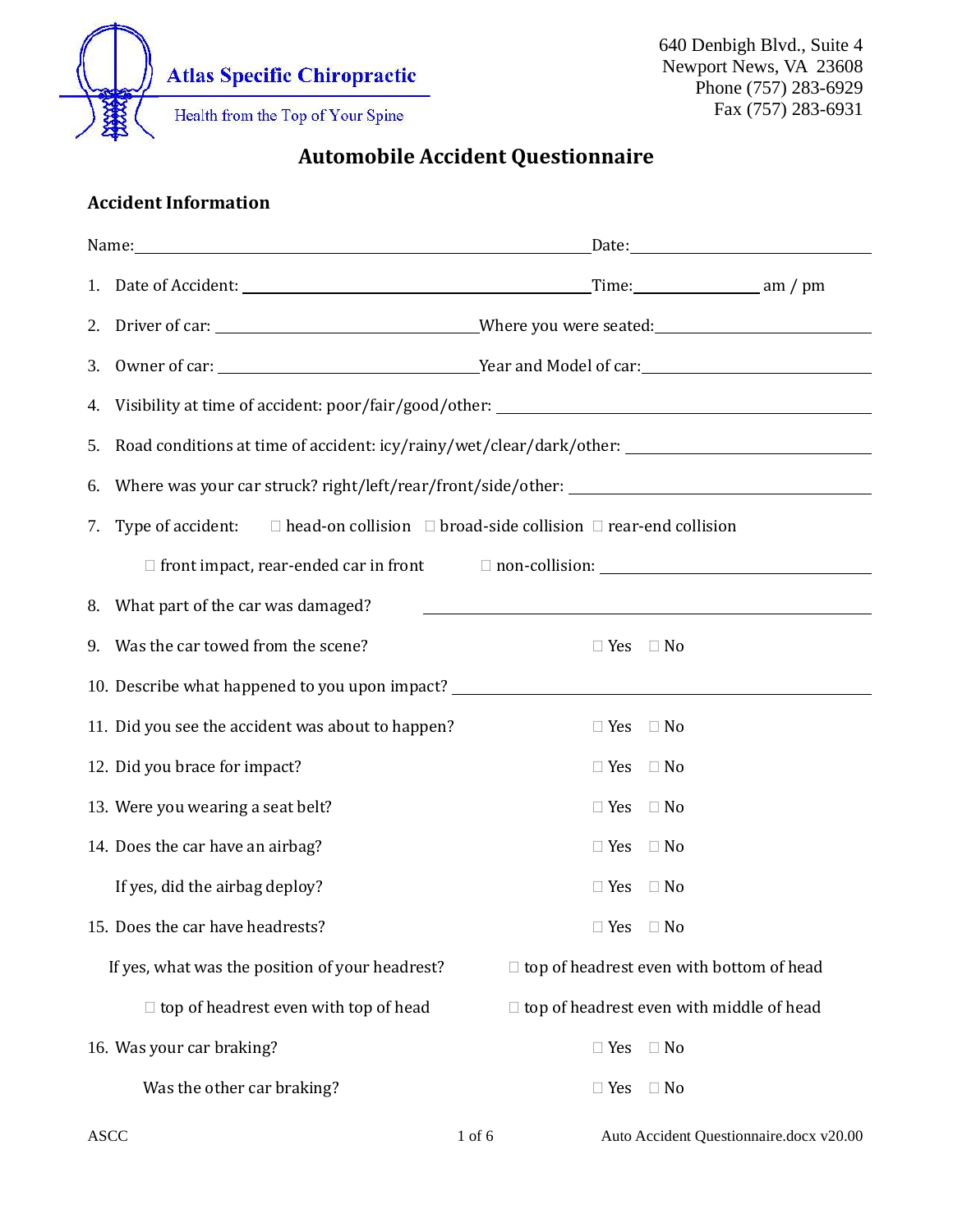**Atlas Specific Chiropractic**

Health from the Top of Your Spine

640 Denbigh Blvd., Suite 4
Newport News, VA 23608
Phone (757) 283-6929
Fax (757) 283-6931

# Automobile Accident Questionnaire

## Accident Information

Name: ______________________________ Date: ______________

1. Date of Accident: ______________________ Time: __________ am / pm
2. Driver of car: ______________________ Where you were seated: ______________
3. Owner of car: ______________________ Year and Model of car: ______________
4. Visibility at time of accident: poor/fair/good/other: ______________________
5. Road conditions at time of accident: icy/rainy/wet/clear/dark/other: ______________
6. Where was your car struck? right/left/rear/front/side/other: ______________________
7. Type of accident: ☐ head-on collision ☐ broad-side collision ☐ rear-end collision
   ☐ front impact, rear-ended car in front ☐ non-collision: ______________
8. What part of the car was damaged? ______________________
9. Was the car towed from the scene? ☐ Yes ☐ No
10. Describe what happened to you upon impact? ______________________
11. Did you see the accident was about to happen? ☐ Yes ☐ No
12. Did you brace for impact? ☐ Yes ☐ No
13. Were you wearing a seat belt? ☐ Yes ☐ No
14. Does the car have an airbag? ☐ Yes ☐ No
    If yes, did the airbag deploy? ☐ Yes ☐ No
15. Does the car have headrests? ☐ Yes ☐ No
    If yes, what was the position of your headrest? ☐ top of headrest even with bottom of head
    ☐ top of headrest even with top of head ☐ top of headrest even with middle of head
16. Was your car braking? ☐ Yes ☐ No
    Was the other car braking? ☐ Yes ☐ No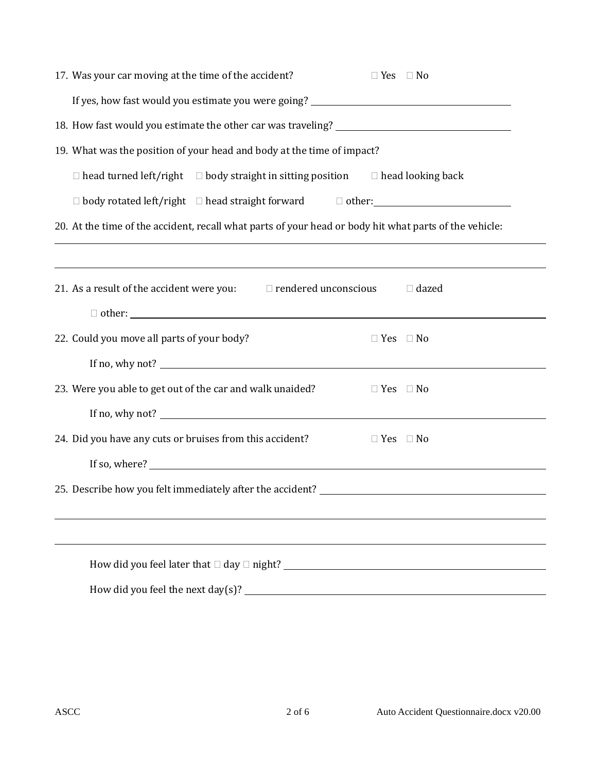17. Was your car moving at the time of the accident? ☐ Yes ☐ No

    If yes, how fast would you estimate you were going? ______________________________

18. How fast would you estimate the other car was traveling? ______________________________

19. What was the position of your head and body at the time of impact?

    ☐ head turned left/right ☐ body straight in sitting position ☐ head looking back

    ☐ body rotated left/right ☐ head straight forward ☐ other: ______________________

20. At the time of the accident, recall what parts of your head or body hit what parts of the vehicle:

    ______________________________________________________________________________

    ______________________________________________________________________________

21. As a result of the accident were you: ☐ rendered unconscious ☐ dazed

    ☐ other: ______________________________________________________________________

22. Could you move all parts of your body? ☐ Yes ☐ No

    If no, why not? _______________________________________________________________

23. Were you able to get out of the car and walk unaided? ☐ Yes ☐ No

    If no, why not? _______________________________________________________________

24. Did you have any cuts or bruises from this accident? ☐ Yes ☐ No

    If so, where? _________________________________________________________________

25. Describe how you felt immediately after the accident? ______________________________

    ______________________________________________________________________________

    ______________________________________________________________________________

    How did you feel later that ☐ day ☐ night? _____________________________________

    How did you feel the next day(s)? _____________________________________________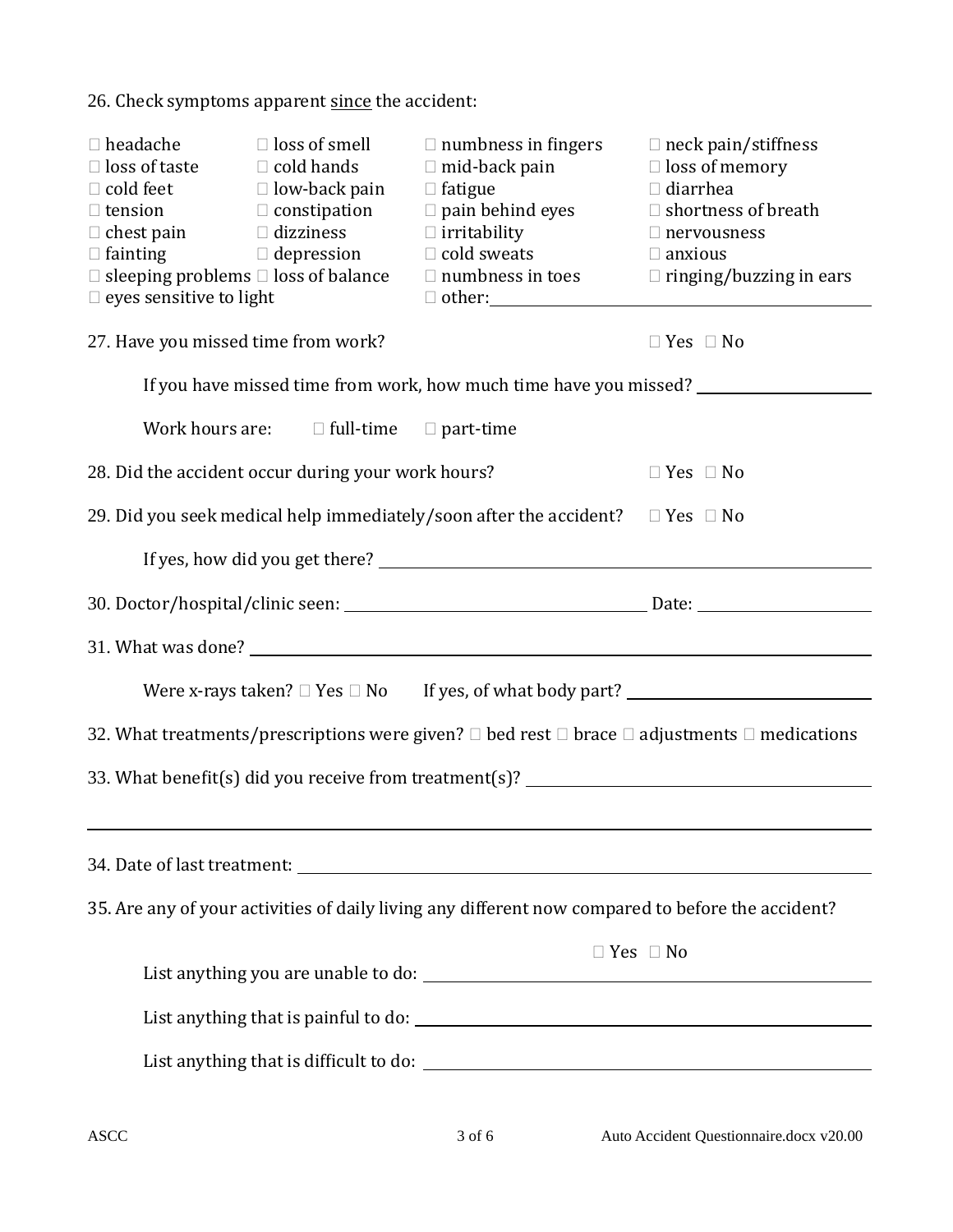26. Check symptoms apparent <u>since</u> the accident:

| | | | |
|---|---|---|---|
| ☐ headache | ☐ loss of smell | ☐ numbness in fingers | ☐ neck pain/stiffness |
| ☐ loss of taste | ☐ cold hands | ☐ mid-back pain | ☐ loss of memory |
| ☐ cold feet | ☐ low-back pain | ☐ fatigue | ☐ diarrhea |
| ☐ tension | ☐ constipation | ☐ pain behind eyes | ☐ shortness of breath |
| ☐ chest pain | ☐ dizziness | ☐ irritability | ☐ nervousness |
| ☐ fainting | ☐ depression | ☐ cold sweats | ☐ anxious |
| ☐ sleeping problems | ☐ loss of balance | ☐ numbness in toes | ☐ ringing/buzzing in ears |
| ☐ eyes sensitive to light | | ☐ other: ______________________ | |

27. Have you missed time from work? ☐ Yes ☐ No

If you have missed time from work, how much time have you missed? ______________________

Work hours are: ☐ full-time ☐ part-time

28. Did the accident occur during your work hours? ☐ Yes ☐ No

29. Did you seek medical help immediately/soon after the accident? ☐ Yes ☐ No

If yes, how did you get there? ______________________

30. Doctor/hospital/clinic seen: ______________________ Date: ______________________

31. What was done? ______________________

Were x-rays taken? ☐ Yes ☐ No If yes, of what body part? ______________________

32. What treatments/prescriptions were given? ☐ bed rest ☐ brace ☐ adjustments ☐ medications

33. What benefit(s) did you receive from treatment(s)? ______________________

______________________

34. Date of last treatment: ______________________

35. Are any of your activities of daily living any different now compared to before the accident?

☐ Yes ☐ No

List anything you are unable to do: ______________________

List anything that is painful to do: ______________________

List anything that is difficult to do: ______________________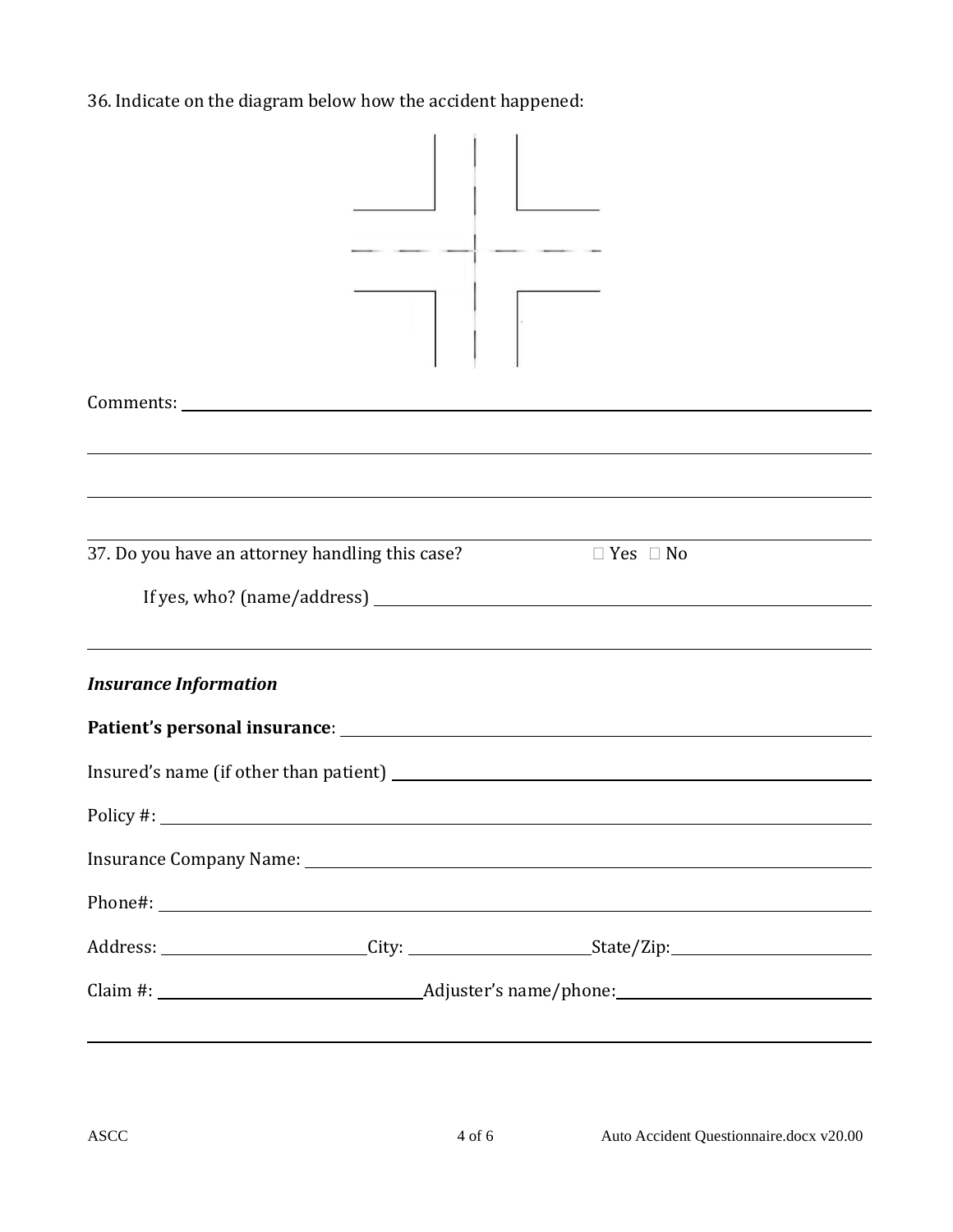36. Indicate on the diagram below how the accident happened:

Comments: ______________________________________________________________________________

______________________________________________________________________________

______________________________________________________________________________

37. Do you have an attorney handling this case? ☐ Yes ☐ No

If yes, who? (name/address) ______________________________________________________

______________________________________________________________________________

***Insurance Information***

**Patient's personal insurance**: ______________________________________________________

Insured's name (if other than patient) ______________________________________________

Policy #: ______________________________________________________________________

Insurance Company Name: ______________________________________________________

Phone#: ______________________________________________________________________

Address: ______________________ City: ____________________ State/Zip: ____________________

Claim #: ____________________________ Adjuster's name/phone: ____________________________

______________________________________________________________________________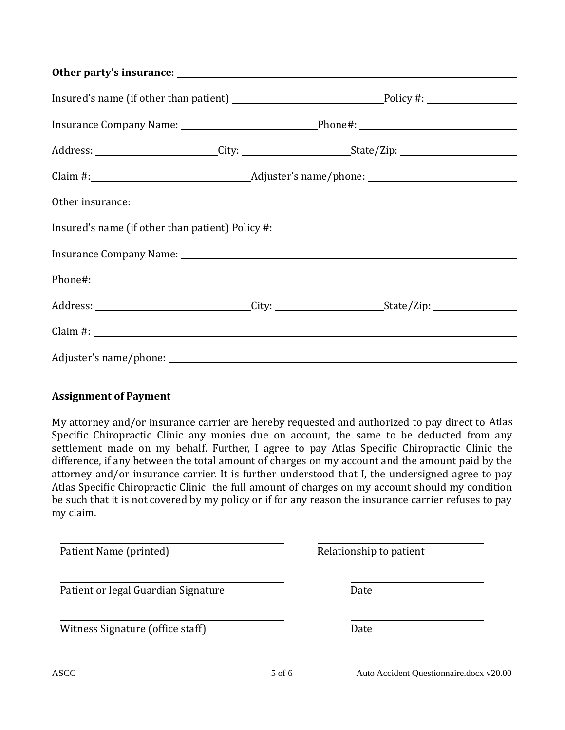**Other party's insurance**: ______________________________________________

Insured's name (if other than patient) ____________________ Policy #: ____________

Insurance Company Name: ____________________ Phone#: ____________________

Address: ________________ City: ______________ State/Zip: ________________

Claim #: ____________________ Adjuster's name/phone: ____________________

Other insurance: ______________________________________________

Insured's name (if other than patient) Policy #: ______________________________

Insurance Company Name: ______________________________________________

Phone#: ______________________________________________

Address: ____________________ City: ______________ State/Zip: ____________

Claim #: ______________________________________________

Adjuster's name/phone: ______________________________________________

**Assignment of Payment**

My attorney and/or insurance carrier are hereby requested and authorized to pay direct to Atlas Specific Chiropractic Clinic any monies due on account, the same to be deducted from any settlement made on my behalf. Further, I agree to pay Atlas Specific Chiropractic Clinic the difference, if any between the total amount of charges on my account and the amount paid by the attorney and/or insurance carrier. It is further understood that I, the undersigned agree to pay Atlas Specific Chiropractic Clinic the full amount of charges on my account should my condition be such that it is not covered by my policy or if for any reason the insurance carrier refuses to pay my claim.

______________________________ ______________________
Patient Name (printed) Relationship to patient

______________________________ ______________________
Patient or legal Guardian Signature Date

______________________________ ______________________
Witness Signature (office staff) Date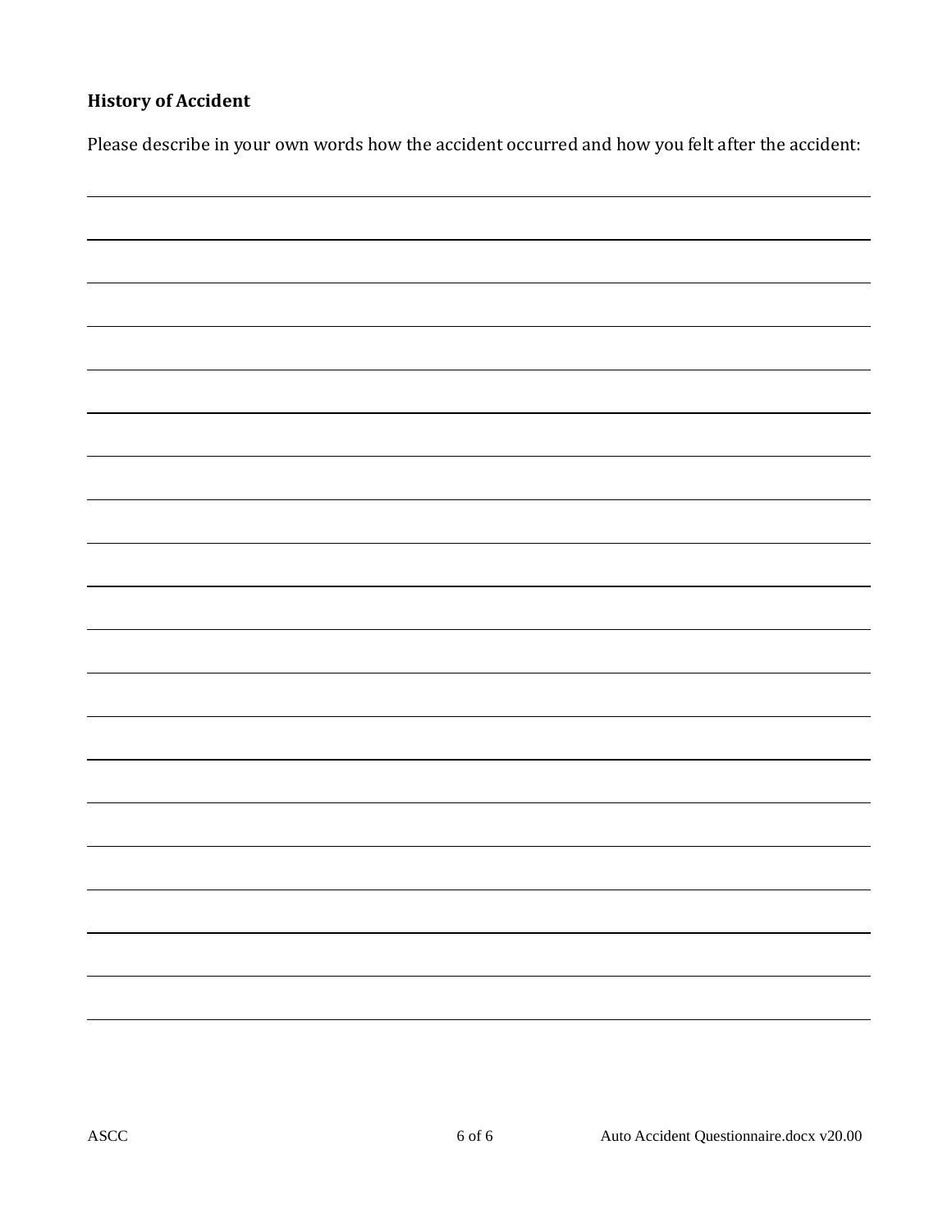**History of Accident**

Please describe in your own words how the accident occurred and how you felt after the accident: